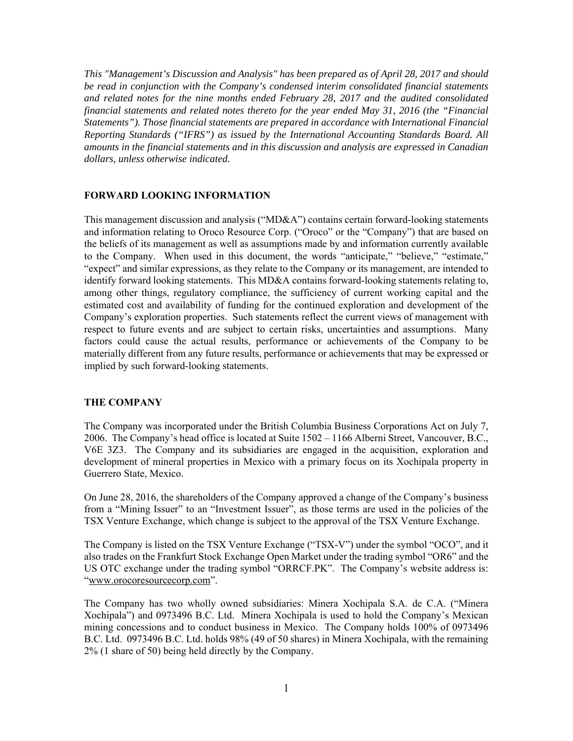*This "Management's Discussion and Analysis" has been prepared as of April 28, 2017 and should be read in conjunction with the Company's condensed interim consolidated financial statements and related notes for the nine months ended February 28, 2017 and the audited consolidated financial statements and related notes thereto for the year ended May 31, 2016 (the "Financial Statements"). Those financial statements are prepared in accordance with International Financial Reporting Standards ("IFRS") as issued by the International Accounting Standards Board. All amounts in the financial statements and in this discussion and analysis are expressed in Canadian dollars, unless otherwise indicated.*

## FORWARD LOOKING INFORMATION

This management discussion and analysis ("MD&A") contains certain forward-looking statements and information relating to Oroco Resource Corp. ("Oroco" or the "Company") that are based on the beliefs of its management as well as assumptions made by and information currently available to the Company. When used in this document, the words "anticipate," "believe," "estimate," "expect" and similar expressions, as they relate to the Company or its management, are intended to identify forward looking statements. This MD&A contains forward-looking statements relating to, among other things, regulatory compliance, the sufficiency of current working capital and the estimated cost and availability of funding for the continued exploration and development of the Company's exploration properties. Such statements reflect the current views of management with respect to future events and are subject to certain risks, uncertainties and assumptions. Many factors could cause the actual results, performance or achievements of the Company to be materially different from any future results, performance or achievements that may be expressed or implied by such forward-looking statements.

## THE COMPANY

The Company was incorporated under the British Columbia Business Corporations Act on July 7, 2006. The Company's head office is located at Suite 1502 – 1166 Alberni Street, Vancouver, B.C., V6E 3Z3. The Company and its subsidiaries are engaged in the acquisition, exploration and development of mineral properties in Mexico with a primary focus on its Xochipala property in Guerrero State, Mexico.

On June 28, 2016, the shareholders of the Company approved a change of the Company's business from a "Mining Issuer" to an "Investment Issuer", as those terms are used in the policies of the TSX Venture Exchange, which change is subject to the approval of the TSX Venture Exchange.

The Company is listed on the TSX Venture Exchange ("TSX-V") under the symbol "OCO", and it also trades on the Frankfurt Stock Exchange Open Market under the trading symbol "OR6" and the US OTC exchange under the trading symbol "ORRCF.PK". The Company's website address is: "www.orocoresourcecorp.com".

The Company has two wholly owned subsidiaries: Minera Xochipala S.A. de C.A. ("Minera Xochipala") and 0973496 B.C. Ltd. Minera Xochipala is used to hold the Company's Mexican mining concessions and to conduct business in Mexico. The Company holds 100% of 0973496 B.C. Ltd. 0973496 B.C. Ltd. holds 98% (49 of 50 shares) in Minera Xochipala, with the remaining 2% (1 share of 50) being held directly by the Company.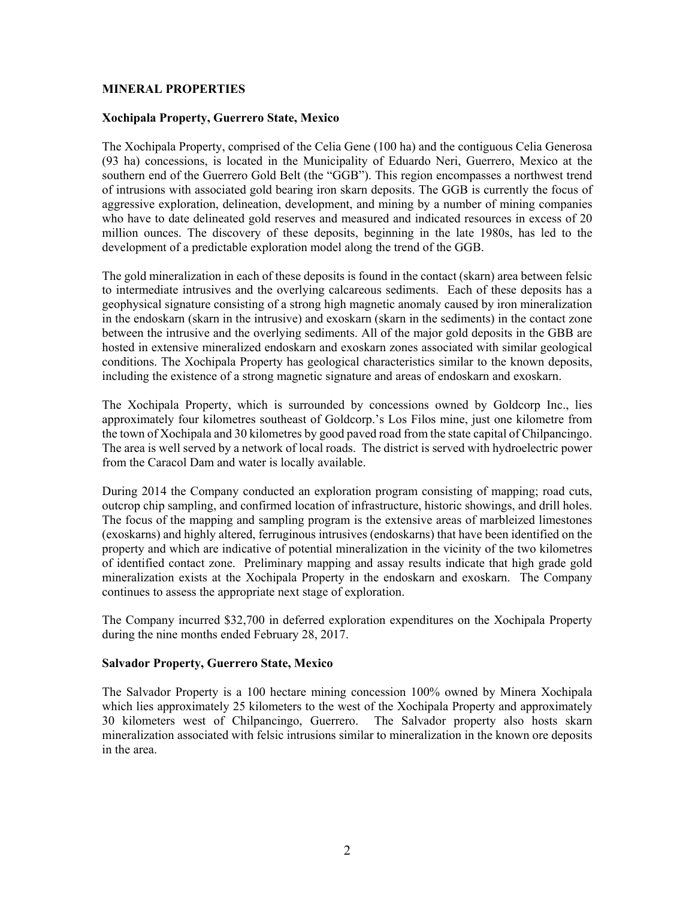## MINERAL PROPERTIES

### Xochipala Property, Guerrero State, Mexico

The Xochipala Property, comprised of the Celia Gene (100 ha) and the contiguous Celia Generosa (93 ha) concessions, is located in the Municipality of Eduardo Neri, Guerrero, Mexico at the southern end of the Guerrero Gold Belt (the "GGB"). This region encompasses a northwest trend of intrusions with associated gold bearing iron skarn deposits. The GGB is currently the focus of aggressive exploration, delineation, development, and mining by a number of mining companies who have to date delineated gold reserves and measured and indicated resources in excess of 20 million ounces. The discovery of these deposits, beginning in the late 1980s, has led to the development of a predictable exploration model along the trend of the GGB.

The gold mineralization in each of these deposits is found in the contact (skarn) area between felsic to intermediate intrusives and the overlying calcareous sediments. Each of these deposits has a geophysical signature consisting of a strong high magnetic anomaly caused by iron mineralization in the endoskarn (skarn in the intrusive) and exoskarn (skarn in the sediments) in the contact zone between the intrusive and the overlying sediments. All of the major gold deposits in the GBB are hosted in extensive mineralized endoskarn and exoskarn zones associated with similar geological conditions. The Xochipala Property has geological characteristics similar to the known deposits, including the existence of a strong magnetic signature and areas of endoskarn and exoskarn.

The Xochipala Property, which is surrounded by concessions owned by Goldcorp Inc., lies approximately four kilometres southeast of Goldcorp.'s Los Filos mine, just one kilometre from the town of Xochipala and 30 kilometres by good paved road from the state capital of Chilpancingo. The area is well served by a network of local roads. The district is served with hydroelectric power from the Caracol Dam and water is locally available.

During 2014 the Company conducted an exploration program consisting of mapping; road cuts, outcrop chip sampling, and confirmed location of infrastructure, historic showings, and drill holes. The focus of the mapping and sampling program is the extensive areas of marbleized limestones (exoskarns) and highly altered, ferruginous intrusives (endoskarns) that have been identified on the property and which are indicative of potential mineralization in the vicinity of the two kilometres of identified contact zone. Preliminary mapping and assay results indicate that high grade gold mineralization exists at the Xochipala Property in the endoskarn and exoskarn. The Company continues to assess the appropriate next stage of exploration.

The Company incurred $32,700 in deferred exploration expenditures on the Xochipala Property during the nine months ended February 28, 2017.

### Salvador Property, Guerrero State, Mexico

The Salvador Property is a 100 hectare mining concession 100% owned by Minera Xochipala which lies approximately 25 kilometers to the west of the Xochipala Property and approximately 30 kilometers west of Chilpancingo, Guerrero. The Salvador property also hosts skarn mineralization associated with felsic intrusions similar to mineralization in the known ore deposits in the area.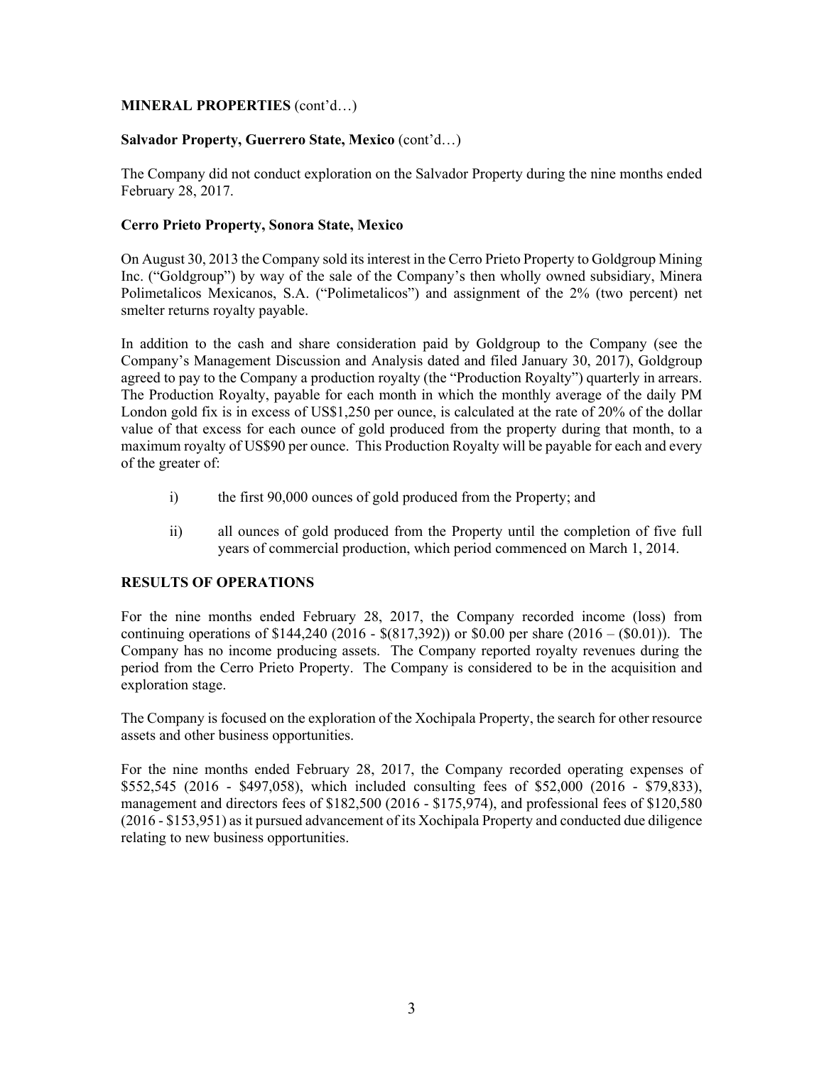**MINERAL PROPERTIES** (cont'd…)

**Salvador Property, Guerrero State, Mexico** (cont'd…)

The Company did not conduct exploration on the Salvador Property during the nine months ended February 28, 2017.

**Cerro Prieto Property, Sonora State, Mexico**

On August 30, 2013 the Company sold its interest in the Cerro Prieto Property to Goldgroup Mining Inc. ("Goldgroup") by way of the sale of the Company's then wholly owned subsidiary, Minera Polimetalicos Mexicanos, S.A. ("Polimetalicos") and assignment of the 2% (two percent) net smelter returns royalty payable.

In addition to the cash and share consideration paid by Goldgroup to the Company (see the Company's Management Discussion and Analysis dated and filed January 30, 2017), Goldgroup agreed to pay to the Company a production royalty (the "Production Royalty") quarterly in arrears. The Production Royalty, payable for each month in which the monthly average of the daily PM London gold fix is in excess of US$1,250 per ounce, is calculated at the rate of 20% of the dollar value of that excess for each ounce of gold produced from the property during that month, to a maximum royalty of US$90 per ounce. This Production Royalty will be payable for each and every of the greater of:

i) the first 90,000 ounces of gold produced from the Property; and

ii) all ounces of gold produced from the Property until the completion of five full years of commercial production, which period commenced on March 1, 2014.

**RESULTS OF OPERATIONS**

For the nine months ended February 28, 2017, the Company recorded income (loss) from continuing operations of $144,240 (2016 - $(817,392)) or $0.00 per share (2016 – ($0.01)). The Company has no income producing assets. The Company reported royalty revenues during the period from the Cerro Prieto Property. The Company is considered to be in the acquisition and exploration stage.

The Company is focused on the exploration of the Xochipala Property, the search for other resource assets and other business opportunities.

For the nine months ended February 28, 2017, the Company recorded operating expenses of $552,545 (2016 - $497,058), which included consulting fees of $52,000 (2016 - $79,833), management and directors fees of $182,500 (2016 - $175,974), and professional fees of $120,580 (2016 - $153,951) as it pursued advancement of its Xochipala Property and conducted due diligence relating to new business opportunities.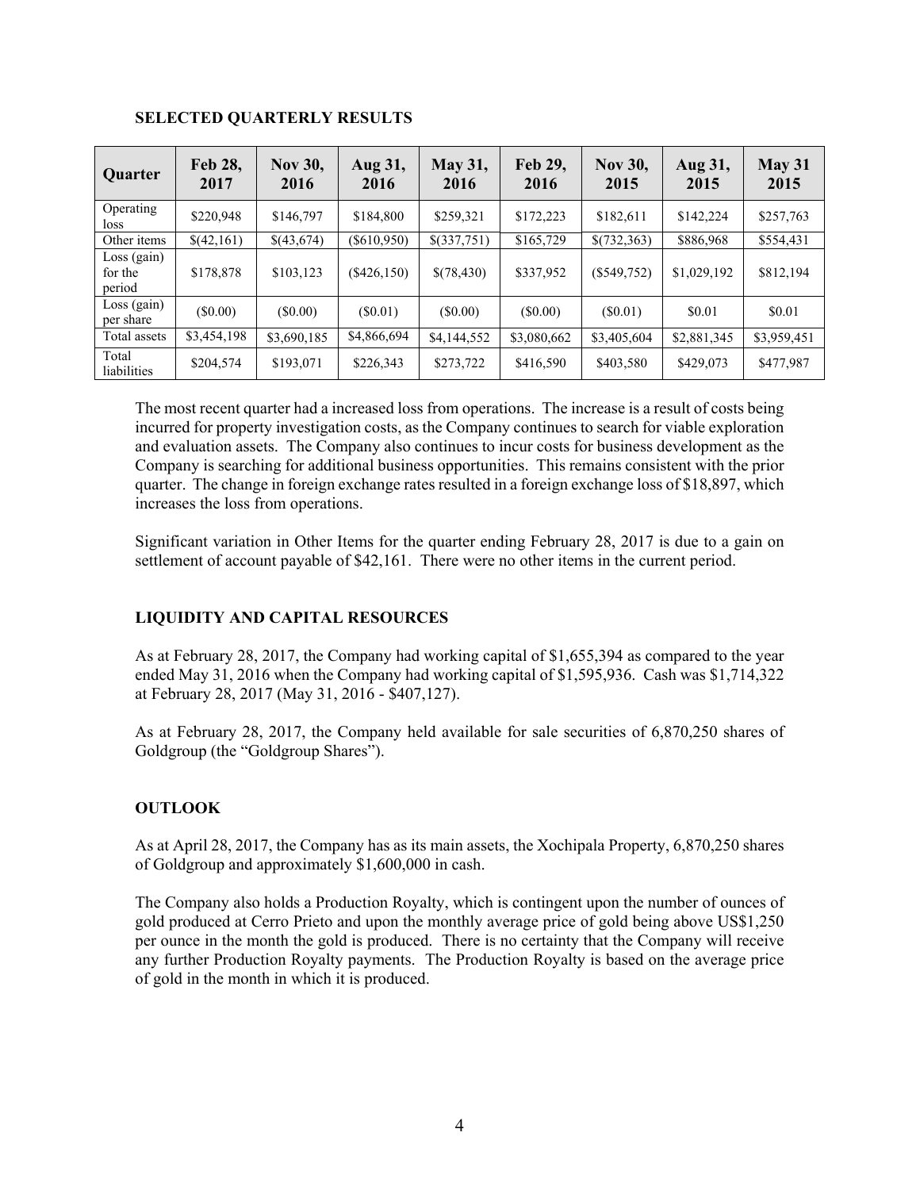## SELECTED QUARTERLY RESULTS

| Quarter | Feb 28, 2017 | Nov 30, 2016 | Aug 31, 2016 | May 31, 2016 | Feb 29, 2016 | Nov 30, 2015 | Aug 31, 2015 | May 31 2015 |
|---|---|---|---|---|---|---|---|---|
| Operating loss | $220,948 | $146,797 | $184,800 | $259,321 | $172,223 | $182,611 | $142,224 | $257,763 |
| Other items | $(42,161) | $(43,674) | ($610,950) | $(337,751) | $165,729 | $(732,363) | $886,968 | $554,431 |
| Loss (gain) for the period | $178,878 | $103,123 | ($426,150) | $(78,430) | $337,952 | ($549,752) | $1,029,192 | $812,194 |
| Loss (gain) per share | ($0.00) | ($0.00) | ($0.01) | ($0.00) | ($0.00) | ($0.01) | $0.01 | $0.01 |
| Total assets | $3,454,198 | $3,690,185 | $4,866,694 | $4,144,552 | $3,080,662 | $3,405,604 | $2,881,345 | $3,959,451 |
| Total liabilities | $204,574 | $193,071 | $226,343 | $273,722 | $416,590 | $403,580 | $429,073 | $477,987 |

The most recent quarter had a increased loss from operations. The increase is a result of costs being incurred for property investigation costs, as the Company continues to search for viable exploration and evaluation assets. The Company also continues to incur costs for business development as the Company is searching for additional business opportunities. This remains consistent with the prior quarter. The change in foreign exchange rates resulted in a foreign exchange loss of $18,897, which increases the loss from operations.

Significant variation in Other Items for the quarter ending February 28, 2017 is due to a gain on settlement of account payable of $42,161. There were no other items in the current period.

## LIQUIDITY AND CAPITAL RESOURCES

As at February 28, 2017, the Company had working capital of $1,655,394 as compared to the year ended May 31, 2016 when the Company had working capital of $1,595,936. Cash was $1,714,322 at February 28, 2017 (May 31, 2016 - $407,127).

As at February 28, 2017, the Company held available for sale securities of 6,870,250 shares of Goldgroup (the "Goldgroup Shares").

## OUTLOOK

As at April 28, 2017, the Company has as its main assets, the Xochipala Property, 6,870,250 shares of Goldgroup and approximately $1,600,000 in cash.

The Company also holds a Production Royalty, which is contingent upon the number of ounces of gold produced at Cerro Prieto and upon the monthly average price of gold being above US$1,250 per ounce in the month the gold is produced. There is no certainty that the Company will receive any further Production Royalty payments. The Production Royalty is based on the average price of gold in the month in which it is produced.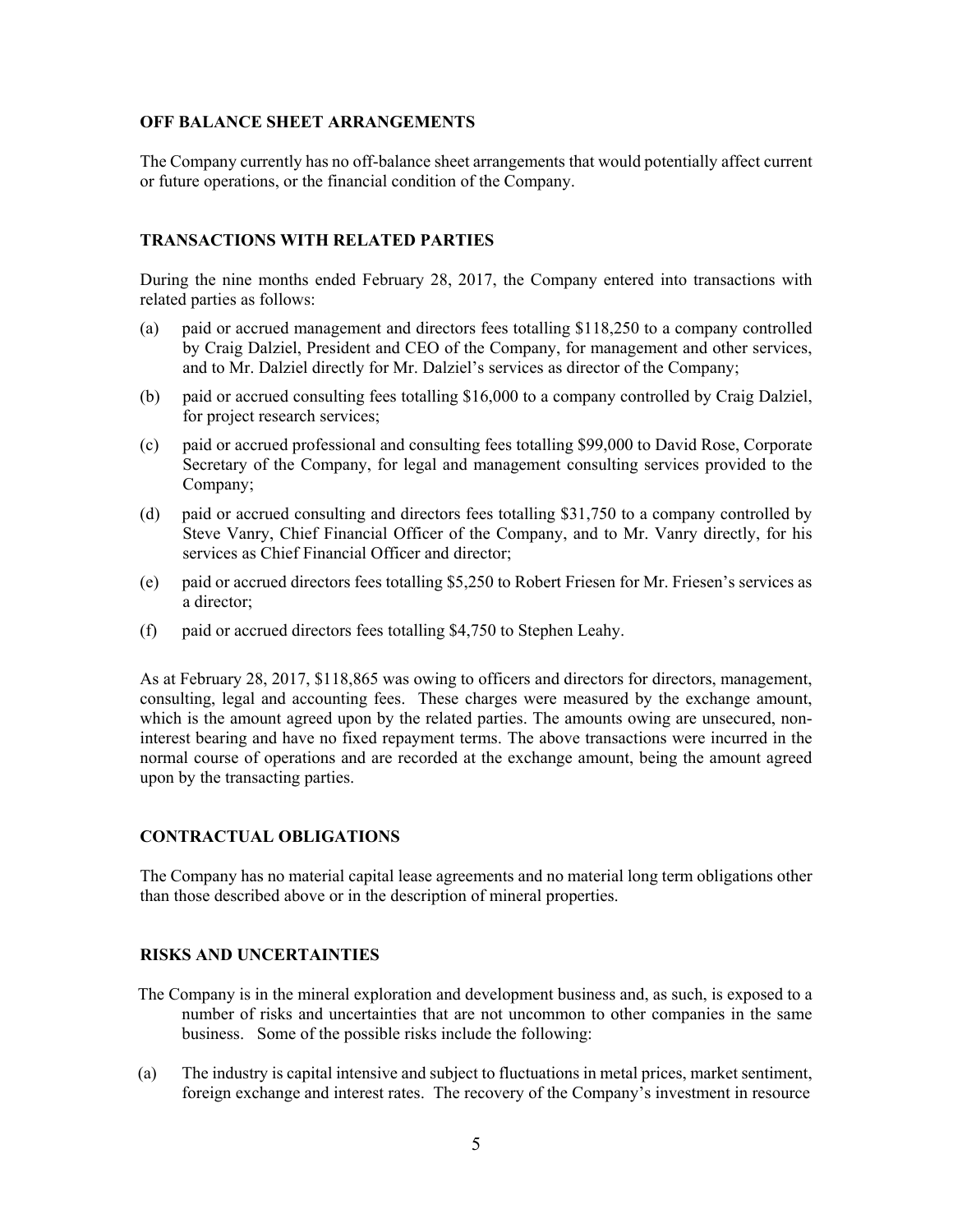## OFF BALANCE SHEET ARRANGEMENTS

The Company currently has no off-balance sheet arrangements that would potentially affect current or future operations, or the financial condition of the Company.

## TRANSACTIONS WITH RELATED PARTIES

During the nine months ended February 28, 2017, the Company entered into transactions with related parties as follows:

(a) paid or accrued management and directors fees totalling $118,250 to a company controlled by Craig Dalziel, President and CEO of the Company, for management and other services, and to Mr. Dalziel directly for Mr. Dalziel's services as director of the Company;

(b) paid or accrued consulting fees totalling $16,000 to a company controlled by Craig Dalziel, for project research services;

(c) paid or accrued professional and consulting fees totalling $99,000 to David Rose, Corporate Secretary of the Company, for legal and management consulting services provided to the Company;

(d) paid or accrued consulting and directors fees totalling $31,750 to a company controlled by Steve Vanry, Chief Financial Officer of the Company, and to Mr. Vanry directly, for his services as Chief Financial Officer and director;

(e) paid or accrued directors fees totalling $5,250 to Robert Friesen for Mr. Friesen's services as a director;

(f) paid or accrued directors fees totalling $4,750 to Stephen Leahy.

As at February 28, 2017, $118,865 was owing to officers and directors for directors, management, consulting, legal and accounting fees. These charges were measured by the exchange amount, which is the amount agreed upon by the related parties. The amounts owing are unsecured, non-interest bearing and have no fixed repayment terms. The above transactions were incurred in the normal course of operations and are recorded at the exchange amount, being the amount agreed upon by the transacting parties.

## CONTRACTUAL OBLIGATIONS

The Company has no material capital lease agreements and no material long term obligations other than those described above or in the description of mineral properties.

## RISKS AND UNCERTAINTIES

The Company is in the mineral exploration and development business and, as such, is exposed to a number of risks and uncertainties that are not uncommon to other companies in the same business. Some of the possible risks include the following:

(a) The industry is capital intensive and subject to fluctuations in metal prices, market sentiment, foreign exchange and interest rates. The recovery of the Company's investment in resource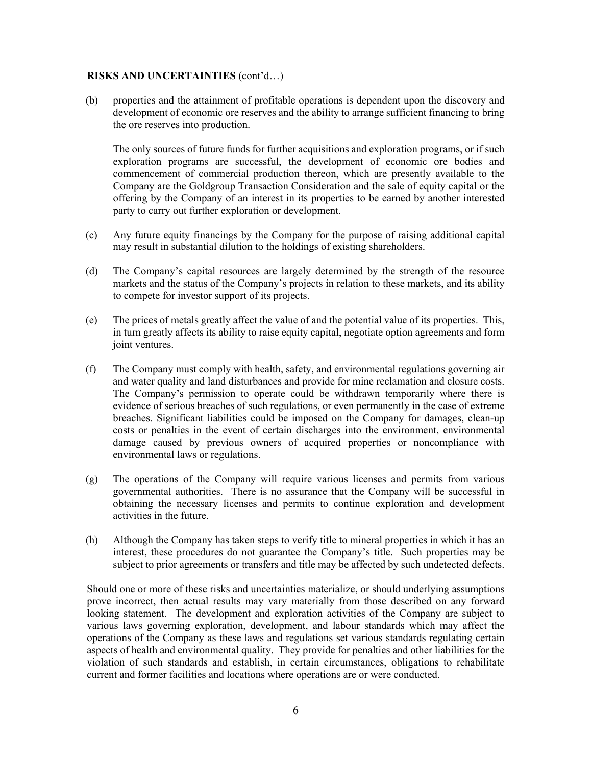**RISKS AND UNCERTAINTIES** (cont'd…)

(b) properties and the attainment of profitable operations is dependent upon the discovery and development of economic ore reserves and the ability to arrange sufficient financing to bring the ore reserves into production.

The only sources of future funds for further acquisitions and exploration programs, or if such exploration programs are successful, the development of economic ore bodies and commencement of commercial production thereon, which are presently available to the Company are the Goldgroup Transaction Consideration and the sale of equity capital or the offering by the Company of an interest in its properties to be earned by another interested party to carry out further exploration or development.

(c) Any future equity financings by the Company for the purpose of raising additional capital may result in substantial dilution to the holdings of existing shareholders.

(d) The Company's capital resources are largely determined by the strength of the resource markets and the status of the Company's projects in relation to these markets, and its ability to compete for investor support of its projects.

(e) The prices of metals greatly affect the value of and the potential value of its properties. This, in turn greatly affects its ability to raise equity capital, negotiate option agreements and form joint ventures.

(f) The Company must comply with health, safety, and environmental regulations governing air and water quality and land disturbances and provide for mine reclamation and closure costs. The Company's permission to operate could be withdrawn temporarily where there is evidence of serious breaches of such regulations, or even permanently in the case of extreme breaches. Significant liabilities could be imposed on the Company for damages, clean-up costs or penalties in the event of certain discharges into the environment, environmental damage caused by previous owners of acquired properties or noncompliance with environmental laws or regulations.

(g) The operations of the Company will require various licenses and permits from various governmental authorities. There is no assurance that the Company will be successful in obtaining the necessary licenses and permits to continue exploration and development activities in the future.

(h) Although the Company has taken steps to verify title to mineral properties in which it has an interest, these procedures do not guarantee the Company's title. Such properties may be subject to prior agreements or transfers and title may be affected by such undetected defects.

Should one or more of these risks and uncertainties materialize, or should underlying assumptions prove incorrect, then actual results may vary materially from those described on any forward looking statement. The development and exploration activities of the Company are subject to various laws governing exploration, development, and labour standards which may affect the operations of the Company as these laws and regulations set various standards regulating certain aspects of health and environmental quality. They provide for penalties and other liabilities for the violation of such standards and establish, in certain circumstances, obligations to rehabilitate current and former facilities and locations where operations are or were conducted.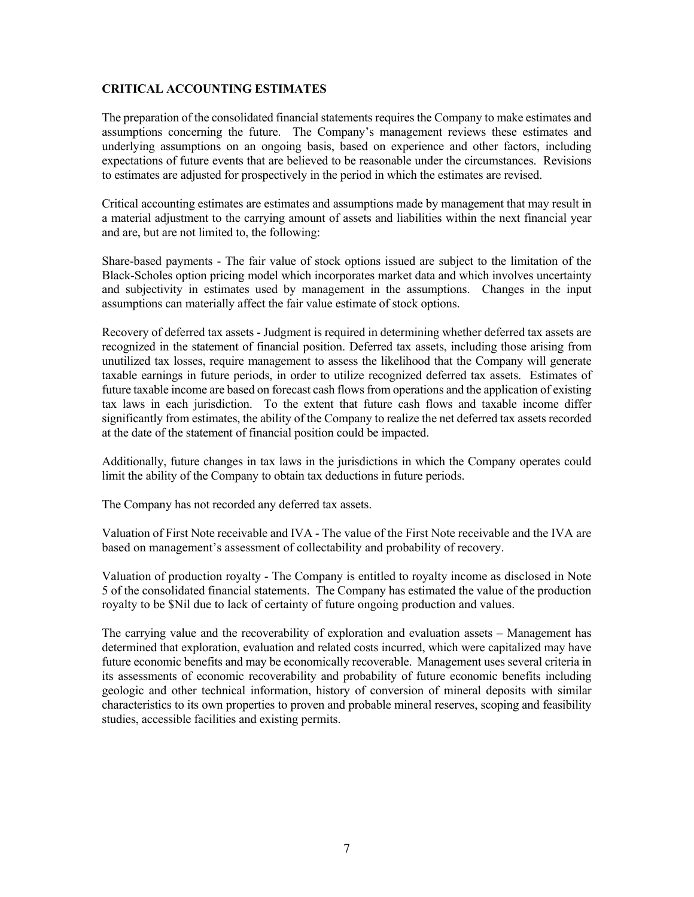## CRITICAL ACCOUNTING ESTIMATES

The preparation of the consolidated financial statements requires the Company to make estimates and assumptions concerning the future. The Company's management reviews these estimates and underlying assumptions on an ongoing basis, based on experience and other factors, including expectations of future events that are believed to be reasonable under the circumstances. Revisions to estimates are adjusted for prospectively in the period in which the estimates are revised.

Critical accounting estimates are estimates and assumptions made by management that may result in a material adjustment to the carrying amount of assets and liabilities within the next financial year and are, but are not limited to, the following:

Share-based payments - The fair value of stock options issued are subject to the limitation of the Black-Scholes option pricing model which incorporates market data and which involves uncertainty and subjectivity in estimates used by management in the assumptions. Changes in the input assumptions can materially affect the fair value estimate of stock options.

Recovery of deferred tax assets - Judgment is required in determining whether deferred tax assets are recognized in the statement of financial position. Deferred tax assets, including those arising from unutilized tax losses, require management to assess the likelihood that the Company will generate taxable earnings in future periods, in order to utilize recognized deferred tax assets. Estimates of future taxable income are based on forecast cash flows from operations and the application of existing tax laws in each jurisdiction. To the extent that future cash flows and taxable income differ significantly from estimates, the ability of the Company to realize the net deferred tax assets recorded at the date of the statement of financial position could be impacted.

Additionally, future changes in tax laws in the jurisdictions in which the Company operates could limit the ability of the Company to obtain tax deductions in future periods.

The Company has not recorded any deferred tax assets.

Valuation of First Note receivable and IVA - The value of the First Note receivable and the IVA are based on management's assessment of collectability and probability of recovery.

Valuation of production royalty - The Company is entitled to royalty income as disclosed in Note 5 of the consolidated financial statements. The Company has estimated the value of the production royalty to be $Nil due to lack of certainty of future ongoing production and values.

The carrying value and the recoverability of exploration and evaluation assets – Management has determined that exploration, evaluation and related costs incurred, which were capitalized may have future economic benefits and may be economically recoverable. Management uses several criteria in its assessments of economic recoverability and probability of future economic benefits including geologic and other technical information, history of conversion of mineral deposits with similar characteristics to its own properties to proven and probable mineral reserves, scoping and feasibility studies, accessible facilities and existing permits.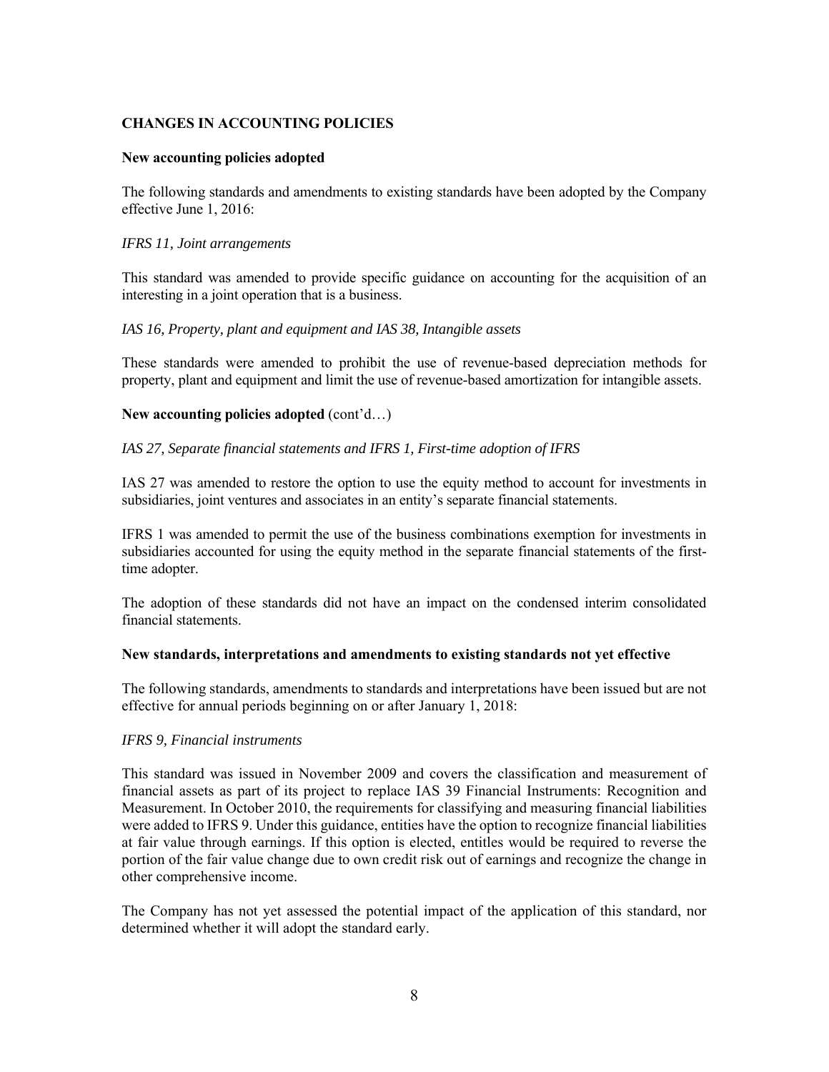## CHANGES IN ACCOUNTING POLICIES

**New accounting policies adopted**

The following standards and amendments to existing standards have been adopted by the Company effective June 1, 2016:

*IFRS 11, Joint arrangements*

This standard was amended to provide specific guidance on accounting for the acquisition of an interesting in a joint operation that is a business.

*IAS 16, Property, plant and equipment and IAS 38, Intangible assets*

These standards were amended to prohibit the use of revenue-based depreciation methods for property, plant and equipment and limit the use of revenue-based amortization for intangible assets.

**New accounting policies adopted** (cont'd…)

*IAS 27, Separate financial statements and IFRS 1, First-time adoption of IFRS*

IAS 27 was amended to restore the option to use the equity method to account for investments in subsidiaries, joint ventures and associates in an entity's separate financial statements.

IFRS 1 was amended to permit the use of the business combinations exemption for investments in subsidiaries accounted for using the equity method in the separate financial statements of the first-time adopter.

The adoption of these standards did not have an impact on the condensed interim consolidated financial statements.

**New standards, interpretations and amendments to existing standards not yet effective**

The following standards, amendments to standards and interpretations have been issued but are not effective for annual periods beginning on or after January 1, 2018:

*IFRS 9, Financial instruments*

This standard was issued in November 2009 and covers the classification and measurement of financial assets as part of its project to replace IAS 39 Financial Instruments: Recognition and Measurement. In October 2010, the requirements for classifying and measuring financial liabilities were added to IFRS 9. Under this guidance, entities have the option to recognize financial liabilities at fair value through earnings. If this option is elected, entitles would be required to reverse the portion of the fair value change due to own credit risk out of earnings and recognize the change in other comprehensive income.

The Company has not yet assessed the potential impact of the application of this standard, nor determined whether it will adopt the standard early.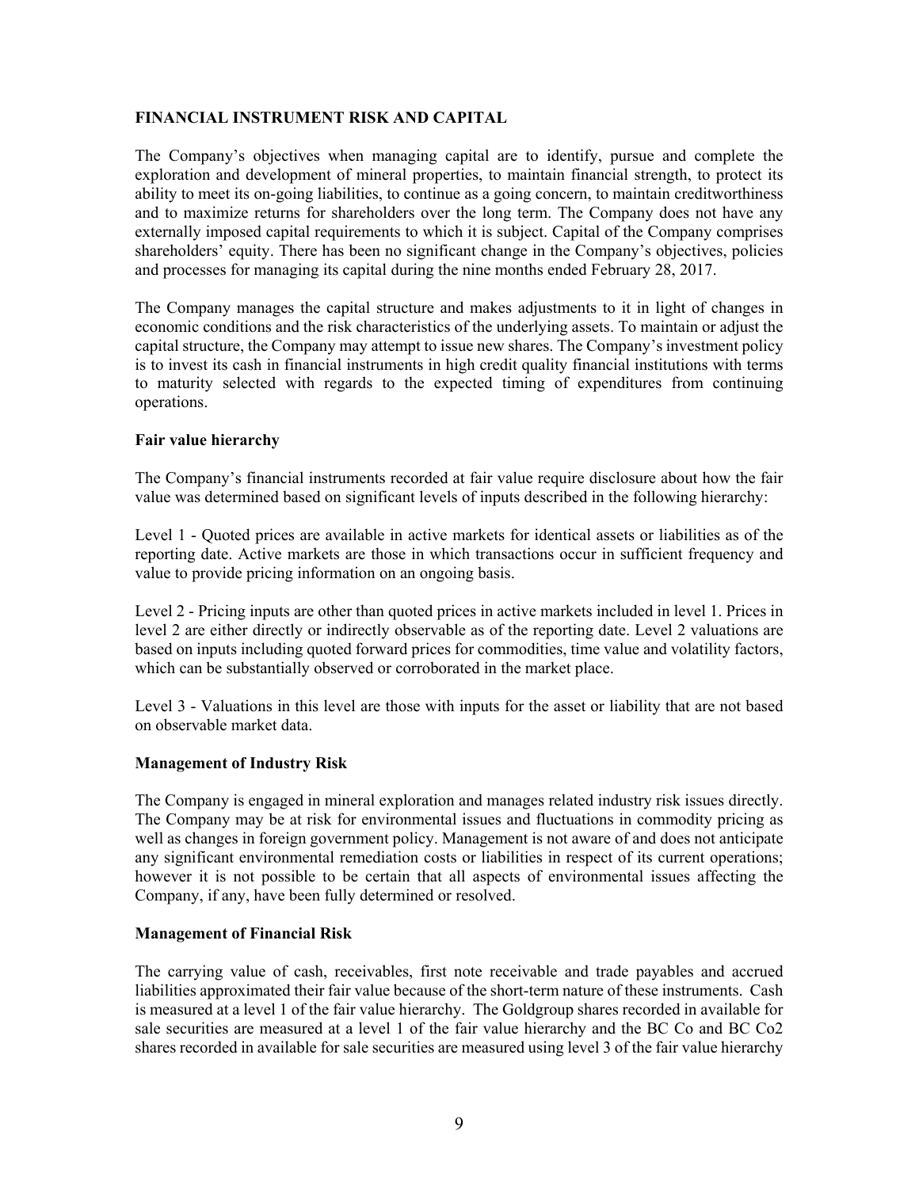## FINANCIAL INSTRUMENT RISK AND CAPITAL

The Company's objectives when managing capital are to identify, pursue and complete the exploration and development of mineral properties, to maintain financial strength, to protect its ability to meet its on-going liabilities, to continue as a going concern, to maintain creditworthiness and to maximize returns for shareholders over the long term. The Company does not have any externally imposed capital requirements to which it is subject. Capital of the Company comprises shareholders' equity. There has been no significant change in the Company's objectives, policies and processes for managing its capital during the nine months ended February 28, 2017.

The Company manages the capital structure and makes adjustments to it in light of changes in economic conditions and the risk characteristics of the underlying assets. To maintain or adjust the capital structure, the Company may attempt to issue new shares. The Company's investment policy is to invest its cash in financial instruments in high credit quality financial institutions with terms to maturity selected with regards to the expected timing of expenditures from continuing operations.

### Fair value hierarchy

The Company's financial instruments recorded at fair value require disclosure about how the fair value was determined based on significant levels of inputs described in the following hierarchy:

Level 1 - Quoted prices are available in active markets for identical assets or liabilities as of the reporting date. Active markets are those in which transactions occur in sufficient frequency and value to provide pricing information on an ongoing basis.

Level 2 - Pricing inputs are other than quoted prices in active markets included in level 1. Prices in level 2 are either directly or indirectly observable as of the reporting date. Level 2 valuations are based on inputs including quoted forward prices for commodities, time value and volatility factors, which can be substantially observed or corroborated in the market place.

Level 3 - Valuations in this level are those with inputs for the asset or liability that are not based on observable market data.

### Management of Industry Risk

The Company is engaged in mineral exploration and manages related industry risk issues directly. The Company may be at risk for environmental issues and fluctuations in commodity pricing as well as changes in foreign government policy. Management is not aware of and does not anticipate any significant environmental remediation costs or liabilities in respect of its current operations; however it is not possible to be certain that all aspects of environmental issues affecting the Company, if any, have been fully determined or resolved.

### Management of Financial Risk

The carrying value of cash, receivables, first note receivable and trade payables and accrued liabilities approximated their fair value because of the short-term nature of these instruments. Cash is measured at a level 1 of the fair value hierarchy. The Goldgroup shares recorded in available for sale securities are measured at a level 1 of the fair value hierarchy and the BC Co and BC Co2 shares recorded in available for sale securities are measured using level 3 of the fair value hierarchy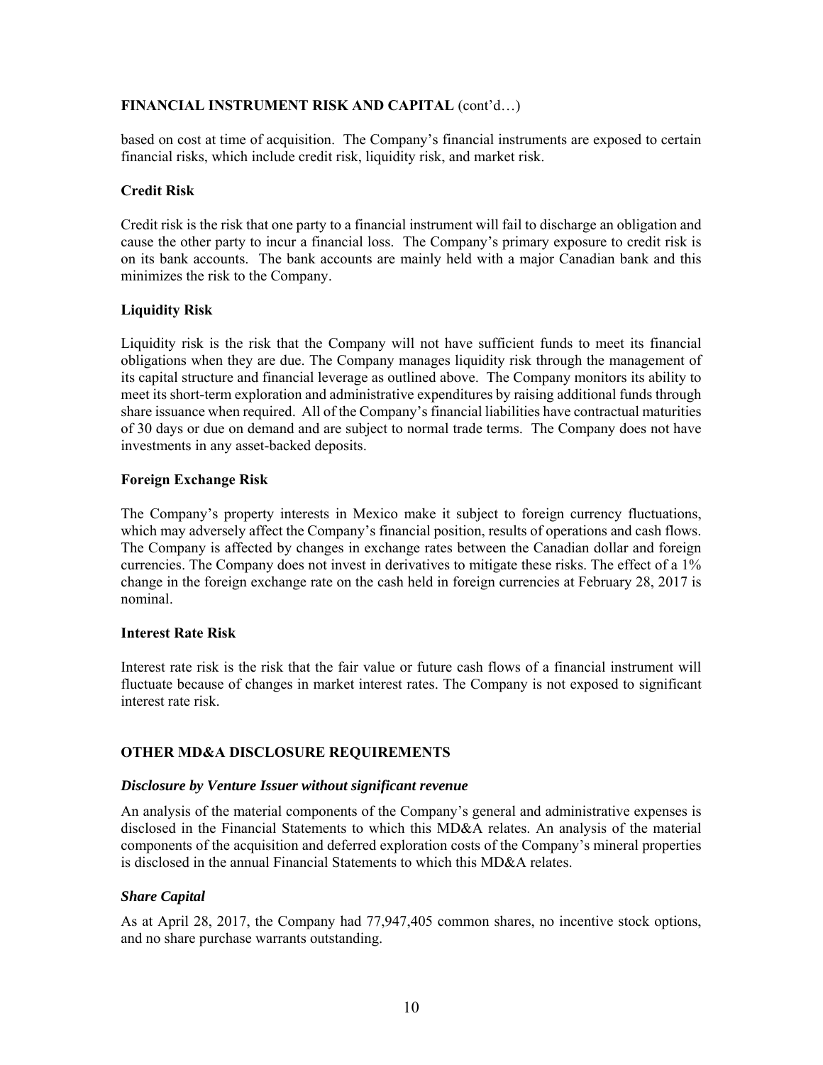## FINANCIAL INSTRUMENT RISK AND CAPITAL (cont'd…)

based on cost at time of acquisition. The Company's financial instruments are exposed to certain financial risks, which include credit risk, liquidity risk, and market risk.

### Credit Risk

Credit risk is the risk that one party to a financial instrument will fail to discharge an obligation and cause the other party to incur a financial loss. The Company's primary exposure to credit risk is on its bank accounts. The bank accounts are mainly held with a major Canadian bank and this minimizes the risk to the Company.

### Liquidity Risk

Liquidity risk is the risk that the Company will not have sufficient funds to meet its financial obligations when they are due. The Company manages liquidity risk through the management of its capital structure and financial leverage as outlined above. The Company monitors its ability to meet its short-term exploration and administrative expenditures by raising additional funds through share issuance when required. All of the Company's financial liabilities have contractual maturities of 30 days or due on demand and are subject to normal trade terms. The Company does not have investments in any asset-backed deposits.

### Foreign Exchange Risk

The Company's property interests in Mexico make it subject to foreign currency fluctuations, which may adversely affect the Company's financial position, results of operations and cash flows. The Company is affected by changes in exchange rates between the Canadian dollar and foreign currencies. The Company does not invest in derivatives to mitigate these risks. The effect of a 1% change in the foreign exchange rate on the cash held in foreign currencies at February 28, 2017 is nominal.

### Interest Rate Risk

Interest rate risk is the risk that the fair value or future cash flows of a financial instrument will fluctuate because of changes in market interest rates. The Company is not exposed to significant interest rate risk.

## OTHER MD&A DISCLOSURE REQUIREMENTS

### *Disclosure by Venture Issuer without significant revenue*

An analysis of the material components of the Company's general and administrative expenses is disclosed in the Financial Statements to which this MD&A relates. An analysis of the material components of the acquisition and deferred exploration costs of the Company's mineral properties is disclosed in the annual Financial Statements to which this MD&A relates.

### *Share Capital*

As at April 28, 2017, the Company had 77,947,405 common shares, no incentive stock options, and no share purchase warrants outstanding.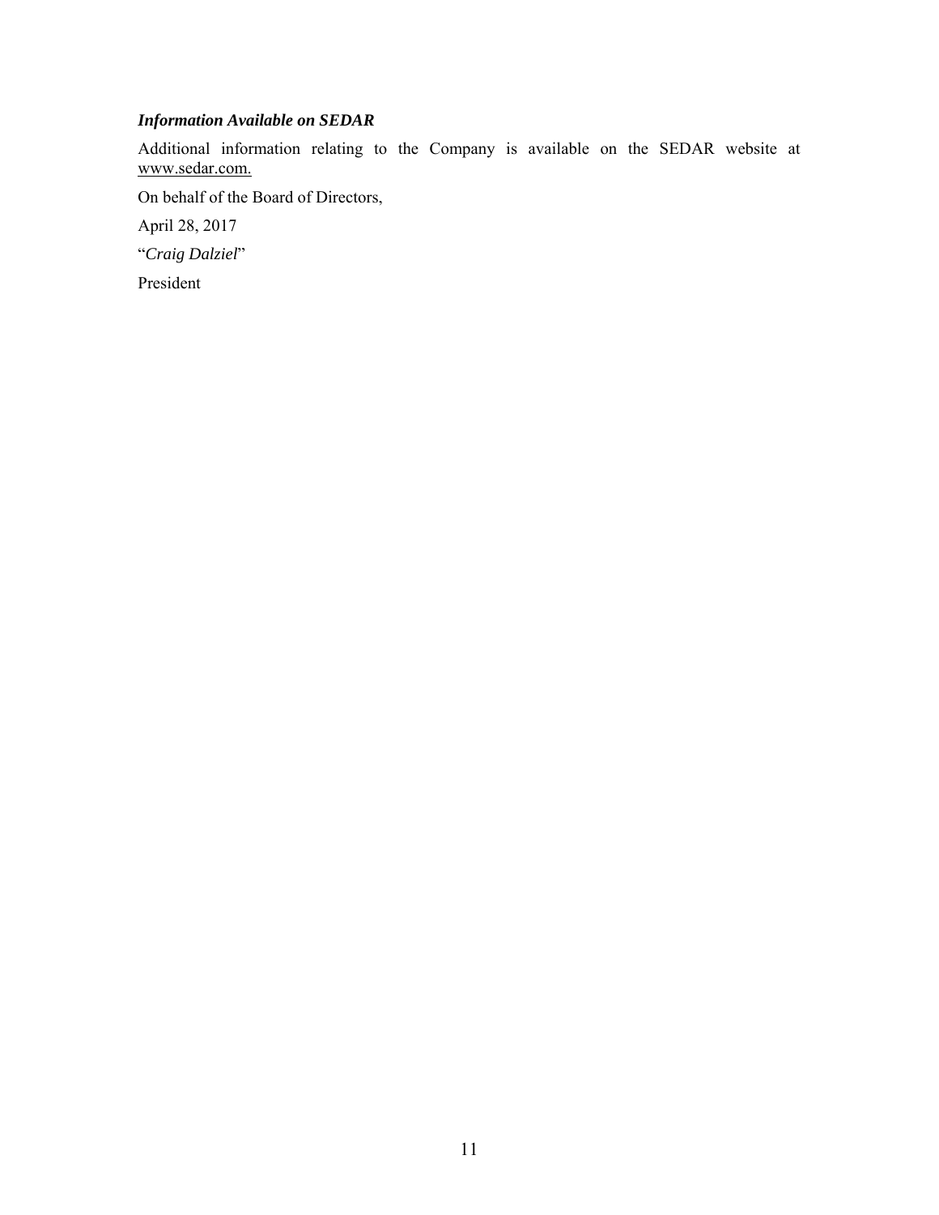***Information Available on SEDAR***

Additional information relating to the Company is available on the SEDAR website at www.sedar.com.

On behalf of the Board of Directors,

April 28, 2017

"*Craig Dalziel*"

President